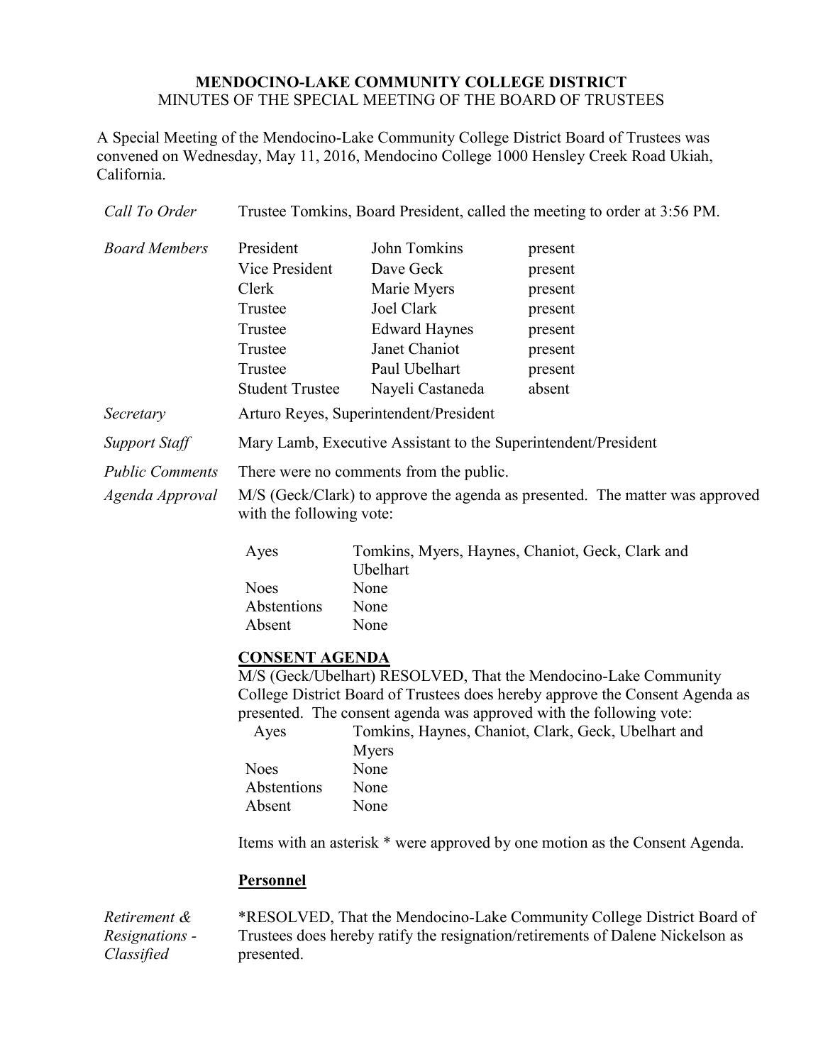**MENDOCINO-LAKE COMMUNITY COLLEGE DISTRICT**
MINUTES OF THE SPECIAL MEETING OF THE BOARD OF TRUSTEES

A Special Meeting of the Mendocino-Lake Community College District Board of Trustees was convened on Wednesday, May 11, 2016, Mendocino College 1000 Hensley Creek Road Ukiah, California.

*Call To Order* Trustee Tomkins, Board President, called the meeting to order at 3:56 PM.

*Board Members*

| | | |
|---|---|---|
| President | John Tomkins | present |
| Vice President | Dave Geck | present |
| Clerk | Marie Myers | present |
| Trustee | Joel Clark | present |
| Trustee | Edward Haynes | present |
| Trustee | Janet Chaniot | present |
| Trustee | Paul Ubelhart | present |
| Student Trustee | Nayeli Castaneda | absent |

*Secretary* Arturo Reyes, Superintendent/President

*Support Staff* Mary Lamb, Executive Assistant to the Superintendent/President

*Public Comments* There were no comments from the public.

*Agenda Approval* M/S (Geck/Clark) to approve the agenda as presented. The matter was approved with the following vote:

| | |
|---|---|
| Ayes | Tomkins, Myers, Haynes, Chaniot, Geck, Clark and Ubelhart |
| Noes | None |
| Abstentions | None |
| Absent | None |

**CONSENT AGENDA**

M/S (Geck/Ubelhart) RESOLVED, That the Mendocino-Lake Community College District Board of Trustees does hereby approve the Consent Agenda as presented. The consent agenda was approved with the following vote:

| | |
|---|---|
| Ayes | Tomkins, Haynes, Chaniot, Clark, Geck, Ubelhart and Myers |
| Noes | None |
| Abstentions | None |
| Absent | None |

Items with an asterisk * were approved by one motion as the Consent Agenda.

**Personnel**

*Retirement & Resignations - Classified* *RESOLVED, That the Mendocino-Lake Community College District Board of Trustees does hereby ratify the resignation/retirements of Dalene Nickelson as presented.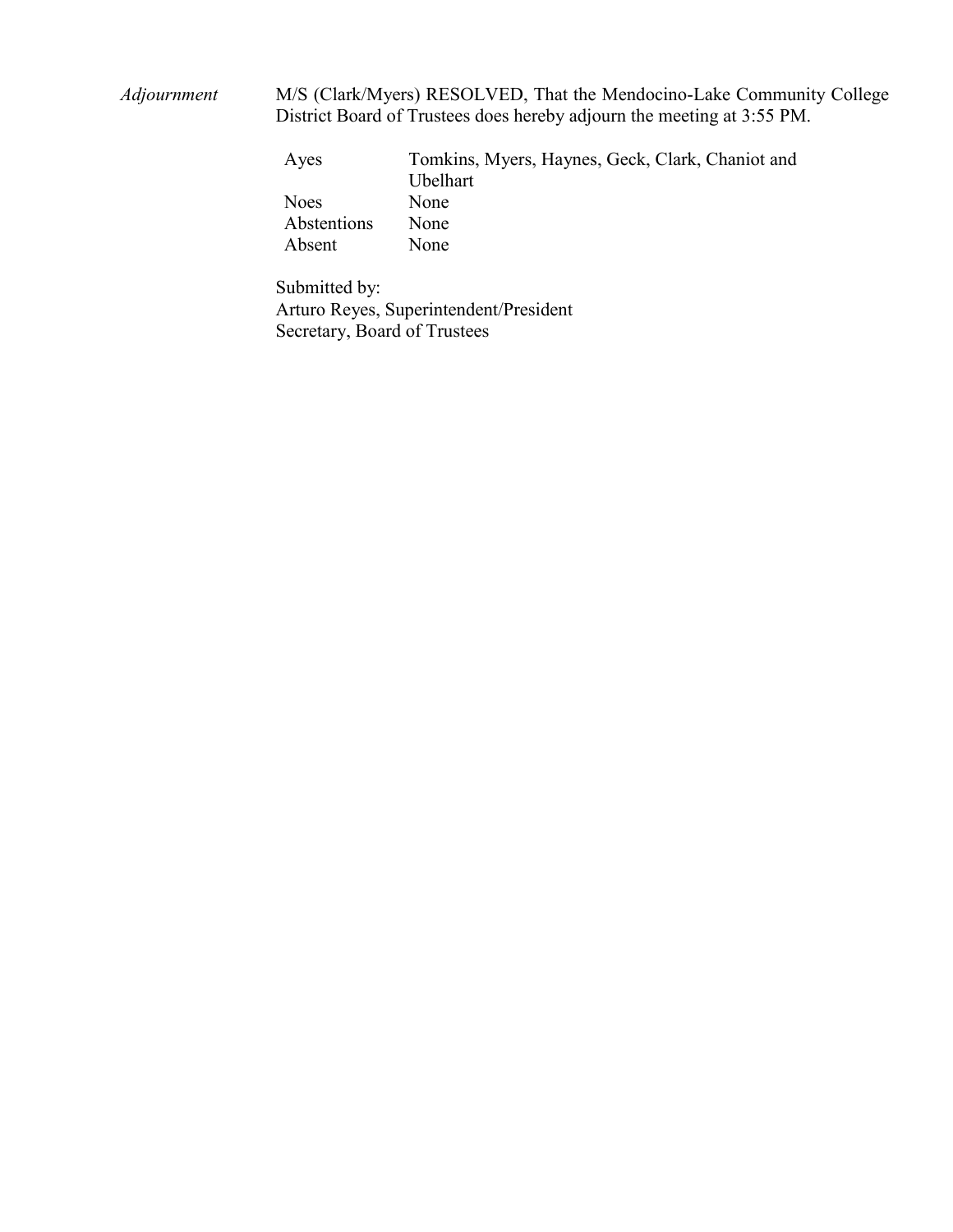*Adjournment*

M/S (Clark/Myers) RESOLVED, That the Mendocino-Lake Community College District Board of Trustees does hereby adjourn the meeting at 3:55 PM.

| | |
|---|---|
| Ayes | Tomkins, Myers, Haynes, Geck, Clark, Chaniot and Ubelhart |
| Noes | None |
| Abstentions | None |
| Absent | None |

Submitted by:
Arturo Reyes, Superintendent/President
Secretary, Board of Trustees